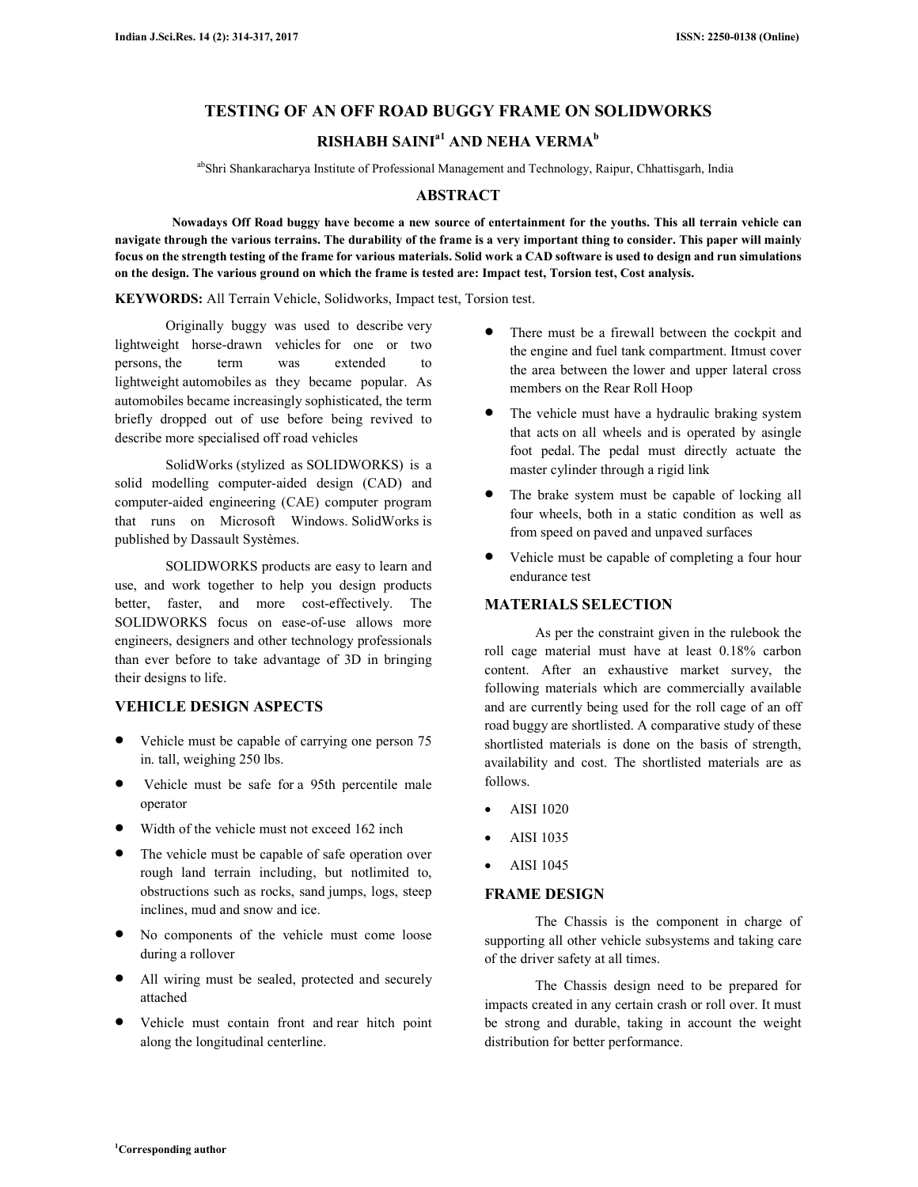# TESTING OF AN OFF ROAD BUGGY FRAME ON SOLIDWORKS

## RISHABH SAINI[a1] AND NEHA VERMA[b]

[ab]Shri Shankaracharya Institute of Professional Management and Technology, Raipur, Chhattisgarh, India

## ABSTRACT

**Nowadays Off Road buggy have become a new source of entertainment for the youths. This all terrain vehicle can navigate through the various terrains. The durability of the frame is a very important thing to consider. This paper will mainly focus on the strength testing of the frame for various materials. Solid work a CAD software is used to design and run simulations on the design. The various ground on which the frame is tested are: Impact test, Torsion test, Cost analysis.**

**KEYWORDS:** All Terrain Vehicle, Solidworks, Impact test, Torsion test.

Originally buggy was used to describe very lightweight horse-drawn vehicles for one or two persons, the term was extended to lightweight automobiles as they became popular. As automobiles became increasingly sophisticated, the term briefly dropped out of use before being revived to describe more specialised off road vehicles

SolidWorks (stylized as SOLIDWORKS) is a solid modelling computer-aided design (CAD) and computer-aided engineering (CAE) computer program that runs on Microsoft Windows. SolidWorks is published by Dassault Systèmes.

SOLIDWORKS products are easy to learn and use, and work together to help you design products better, faster, and more cost-effectively. The SOLIDWORKS focus on ease-of-use allows more engineers, designers and other technology professionals than ever before to take advantage of 3D in bringing their designs to life.

## VEHICLE DESIGN ASPECTS

- Vehicle must be capable of carrying one person 75 in. tall, weighing 250 lbs.
- Vehicle must be safe for a 95th percentile male operator
- Width of the vehicle must not exceed 162 inch
- The vehicle must be capable of safe operation over rough land terrain including, but notlimited to, obstructions such as rocks, sand jumps, logs, steep inclines, mud and snow and ice.
- No components of the vehicle must come loose during a rollover
- All wiring must be sealed, protected and securely attached
- Vehicle must contain front and rear hitch point along the longitudinal centerline.
- There must be a firewall between the cockpit and the engine and fuel tank compartment. Itmust cover the area between the lower and upper lateral cross members on the Rear Roll Hoop
- The vehicle must have a hydraulic braking system that acts on all wheels and is operated by asingle foot pedal. The pedal must directly actuate the master cylinder through a rigid link
- The brake system must be capable of locking all four wheels, both in a static condition as well as from speed on paved and unpaved surfaces
- Vehicle must be capable of completing a four hour endurance test

## MATERIALS SELECTION

As per the constraint given in the rulebook the roll cage material must have at least 0.18% carbon content. After an exhaustive market survey, the following materials which are commercially available and are currently being used for the roll cage of an off road buggy are shortlisted. A comparative study of these shortlisted materials is done on the basis of strength, availability and cost. The shortlisted materials are as follows.

- AISI 1020
- AISI 1035
- AISI 1045

## FRAME DESIGN

The Chassis is the component in charge of supporting all other vehicle subsystems and taking care of the driver safety at all times.

The Chassis design need to be prepared for impacts created in any certain crash or roll over. It must be strong and durable, taking in account the weight distribution for better performance.

[1]Corresponding author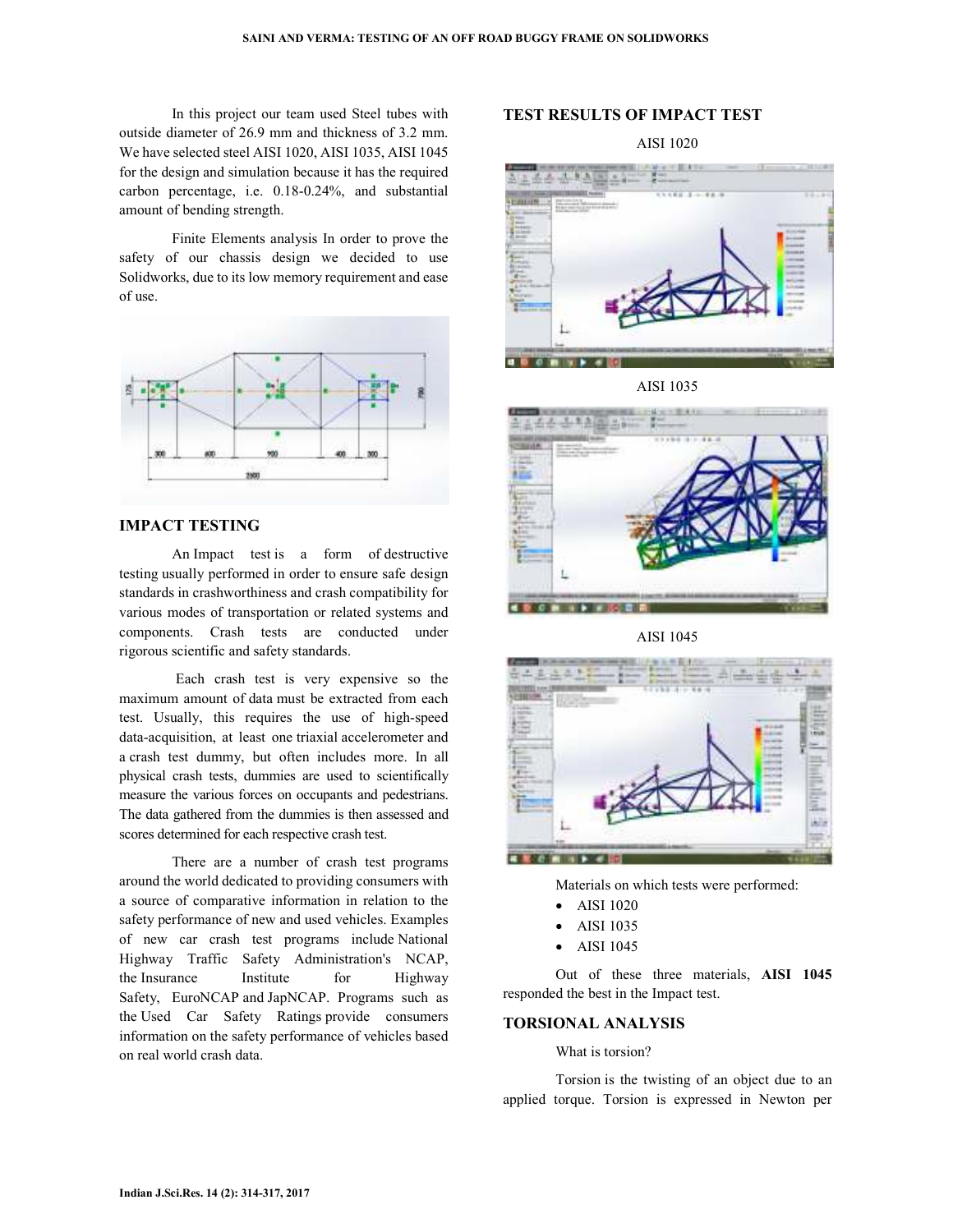In this project our team used Steel tubes with outside diameter of 26.9 mm and thickness of 3.2 mm. We have selected steel AISI 1020, AISI 1035, AISI 1045 for the design and simulation because it has the required carbon percentage, i.e. 0.18-0.24%, and substantial amount of bending strength.

Finite Elements analysis In order to prove the safety of our chassis design we decided to use Solidworks, due to its low memory requirement and ease of use.

## IMPACT TESTING

An Impact test is a form of destructive testing usually performed in order to ensure safe design standards in crashworthiness and crash compatibility for various modes of transportation or related systems and components. Crash tests are conducted under rigorous scientific and safety standards.

Each crash test is very expensive so the maximum amount of data must be extracted from each test. Usually, this requires the use of high-speed data-acquisition, at least one triaxial accelerometer and a crash test dummy, but often includes more. In all physical crash tests, dummies are used to scientifically measure the various forces on occupants and pedestrians. The data gathered from the dummies is then assessed and scores determined for each respective crash test.

There are a number of crash test programs around the world dedicated to providing consumers with a source of comparative information in relation to the safety performance of new and used vehicles. Examples of new car crash test programs include National Highway Traffic Safety Administration's NCAP, the Insurance Institute for Highway Safety, EuroNCAP and JapNCAP. Programs such as the Used Car Safety Ratings provide consumers information on the safety performance of vehicles based on real world crash data.

## TEST RESULTS OF IMPACT TEST

AISI 1020

AISI 1035

AISI 1045

Materials on which tests were performed:

- AISI 1020
- AISI 1035
- AISI 1045

Out of these three materials, **AISI 1045** responded the best in the Impact test.

## TORSIONAL ANALYSIS

What is torsion?

Torsion is the twisting of an object due to an applied torque. Torsion is expressed in Newton per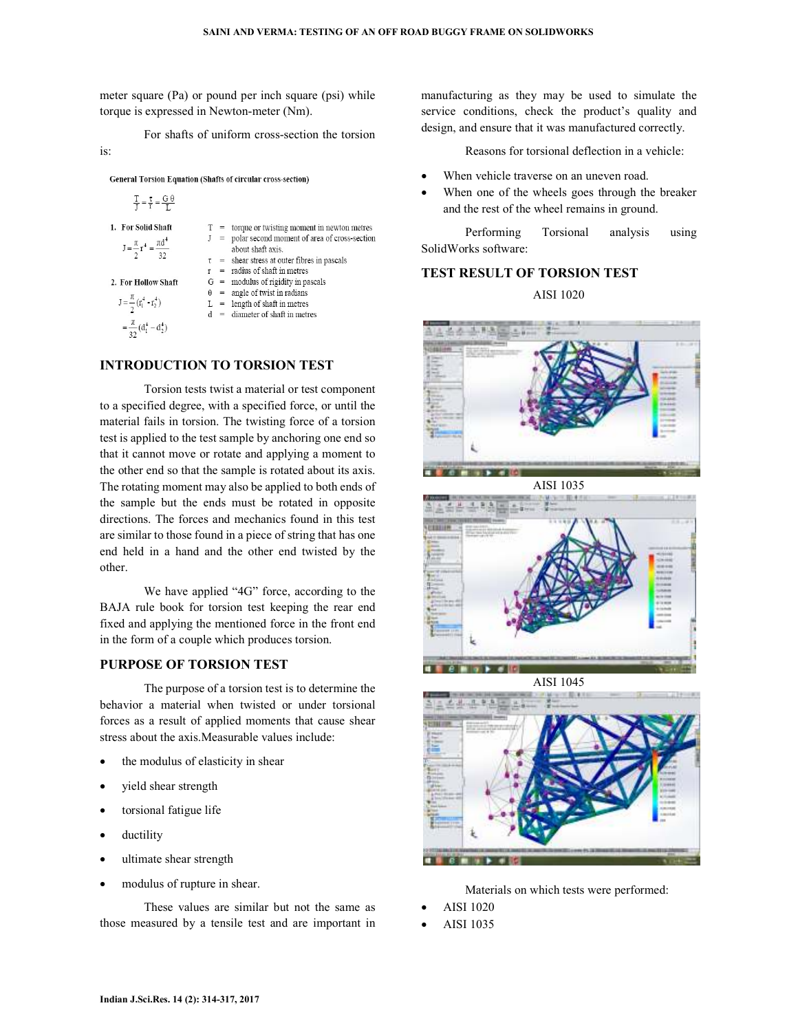meter square (Pa) or pound per inch square (psi) while torque is expressed in Newton-meter (Nm).

For shafts of uniform cross-section the torsion is:

**General Torsion Equation (Shafts of circular cross-section)**

$$\frac{T}{J} = \frac{\tau}{r} = \frac{G\,\theta}{L}$$

**1. For Solid Shaft**

$$J = \frac{\pi}{2} r^4 = \frac{\pi d^4}{32}$$

**2. For Hollow Shaft**

$$J = \frac{\pi}{2}(r_1^4 - r_2^4) = \frac{\pi}{32}(d_1^4 - d_2^4)$$

- T = torque or twisting moment in newton metres
- J = polar second moment of area of cross-section about shaft axis.
- $\tau$ = shear stress at outer fibres in pascals
- r = radius of shaft in metres
- G = modulus of rigidity in pascals
- $\theta$ = angle of twist in radians
- L = length of shaft in metres
- d = diameter of shaft in metres

## INTRODUCTION TO TORSION TEST

Torsion tests twist a material or test component to a specified degree, with a specified force, or until the material fails in torsion. The twisting force of a torsion test is applied to the test sample by anchoring one end so that it cannot move or rotate and applying a moment to the other end so that the sample is rotated about its axis. The rotating moment may also be applied to both ends of the sample but the ends must be rotated in opposite directions. The forces and mechanics found in this test are similar to those found in a piece of string that has one end held in a hand and the other end twisted by the other.

We have applied "4G" force, according to the BAJA rule book for torsion test keeping the rear end fixed and applying the mentioned force in the front end in the form of a couple which produces torsion.

## PURPOSE OF TORSION TEST

The purpose of a torsion test is to determine the behavior a material when twisted or under torsional forces as a result of applied moments that cause shear stress about the axis.Measurable values include:

- the modulus of elasticity in shear
- yield shear strength
- torsional fatigue life
- ductility
- ultimate shear strength
- modulus of rupture in shear.

These values are similar but not the same as those measured by a tensile test and are important in manufacturing as they may be used to simulate the service conditions, check the product's quality and design, and ensure that it was manufactured correctly.

Reasons for torsional deflection in a vehicle:

- When vehicle traverse on an uneven road.
- When one of the wheels goes through the breaker and the rest of the wheel remains in ground.

Performing Torsional analysis using SolidWorks software:

## TEST RESULT OF TORSION TEST

AISI 1020

AISI 1035

AISI 1045

Materials on which tests were performed:

- AISI 1020
- AISI 1035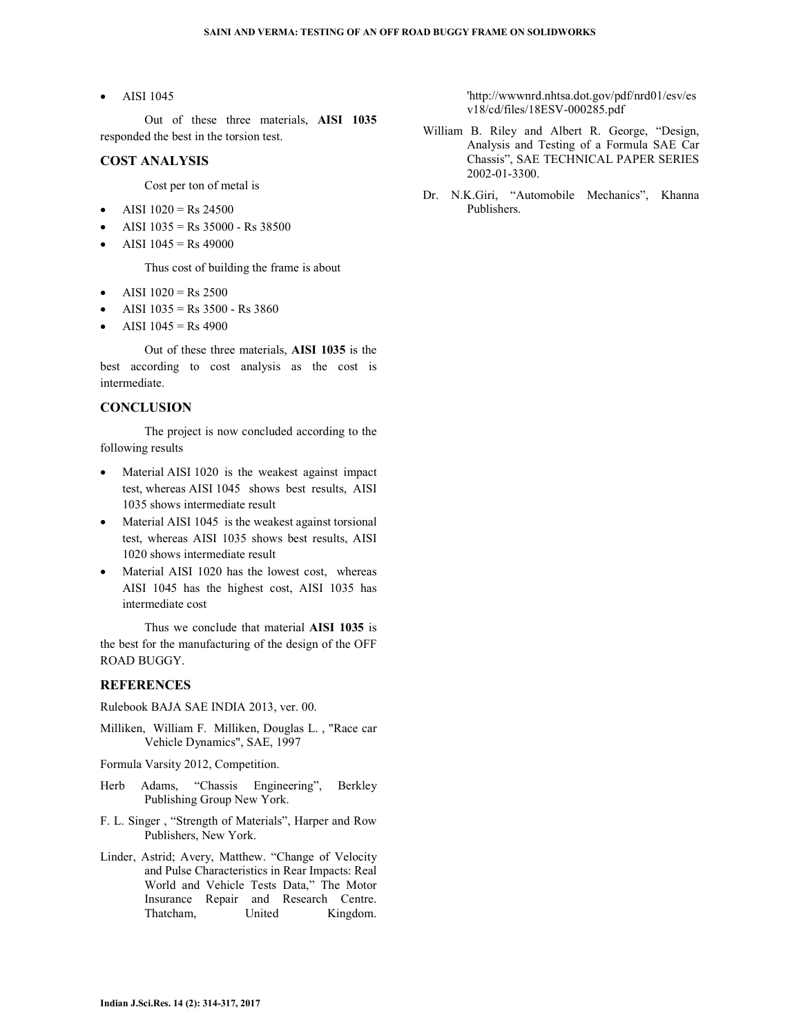- AISI 1045

Out of these three materials, **AISI 1035** responded the best in the torsion test.

## COST ANALYSIS

Cost per ton of metal is

- AISI 1020 = Rs 24500
- AISI 1035 = Rs 35000 - Rs 38500
- AISI 1045 = Rs 49000

Thus cost of building the frame is about

- AISI 1020 = Rs 2500
- AISI 1035 = Rs 3500 - Rs 3860
- AISI 1045 = Rs 4900

Out of these three materials, **AISI 1035** is the best according to cost analysis as the cost is intermediate.

## CONCLUSION

The project is now concluded according to the following results

- Material AISI 1020 is the weakest against impact test, whereas AISI 1045 shows best results, AISI 1035 shows intermediate result
- Material AISI 1045 is the weakest against torsional test, whereas AISI 1035 shows best results, AISI 1020 shows intermediate result
- Material AISI 1020 has the lowest cost, whereas AISI 1045 has the highest cost, AISI 1035 has intermediate cost

Thus we conclude that material **AISI 1035** is the best for the manufacturing of the design of the OFF ROAD BUGGY.

## REFERENCES

Rulebook BAJA SAE INDIA 2013, ver. 00.

Milliken, William F. Milliken, Douglas L. , "Race car Vehicle Dynamics", SAE, 1997

Formula Varsity 2012, Competition.

Herb Adams, "Chassis Engineering", Berkley Publishing Group New York.

F. L. Singer , "Strength of Materials", Harper and Row Publishers, New York.

Linder, Astrid; Avery, Matthew. "Change of Velocity and Pulse Characteristics in Rear Impacts: Real World and Vehicle Tests Data," The Motor Insurance Repair and Research Centre. Thatcham, United Kingdom. 'http://wwwnrd.nhtsa.dot.gov/pdf/nrd01/esv/esv18/cd/files/18ESV-000285.pdf

William B. Riley and Albert R. George, "Design, Analysis and Testing of a Formula SAE Car Chassis", SAE TECHNICAL PAPER SERIES 2002-01-3300.

Dr. N.K.Giri, "Automobile Mechanics", Khanna Publishers.